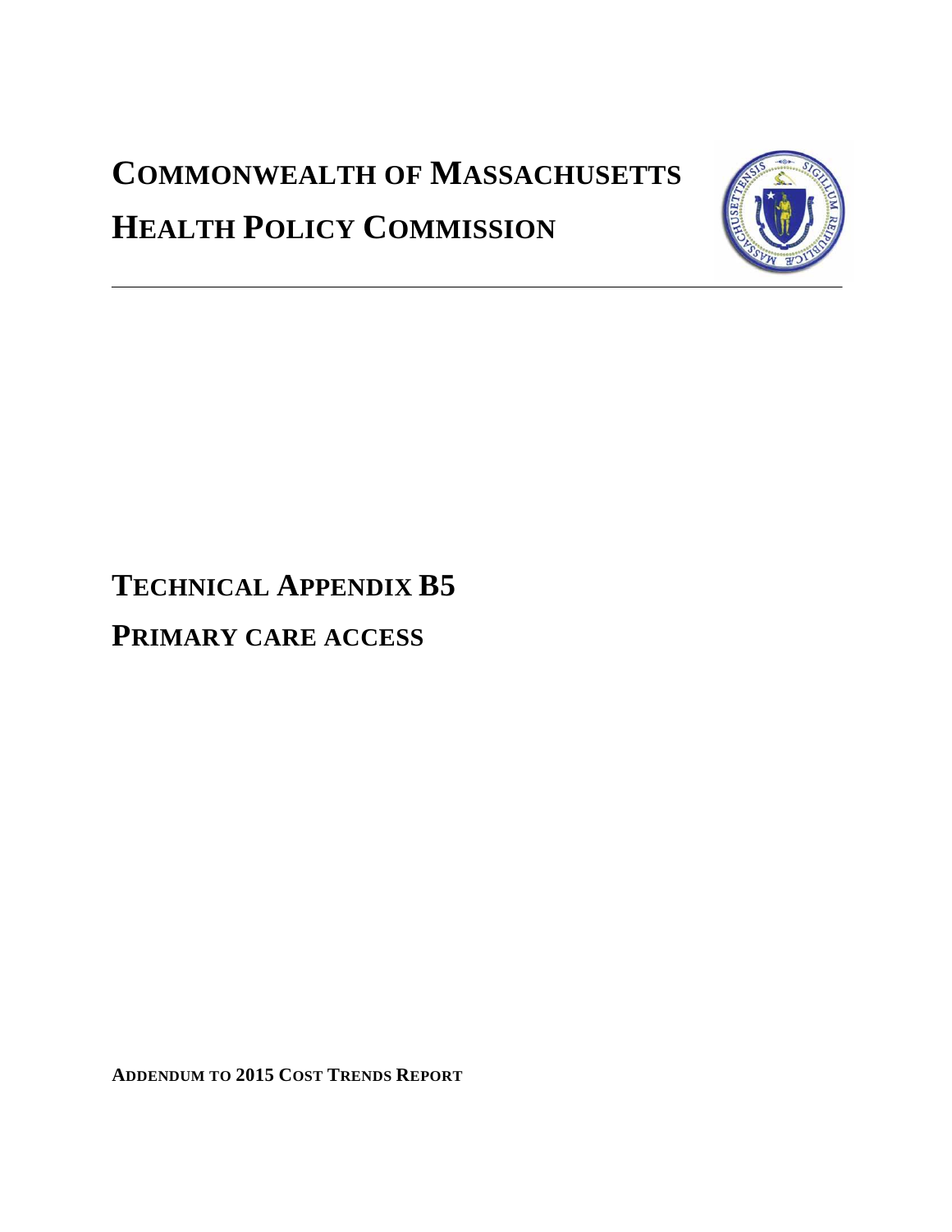# COMMONWEALTH OF MASSACHUSETTS

# HEALTH POLICY COMMISSION

## TECHNICAL APPENDIX B5

## PRIMARY CARE ACCESS

**ADDENDUM TO 2015 COST TRENDS REPORT**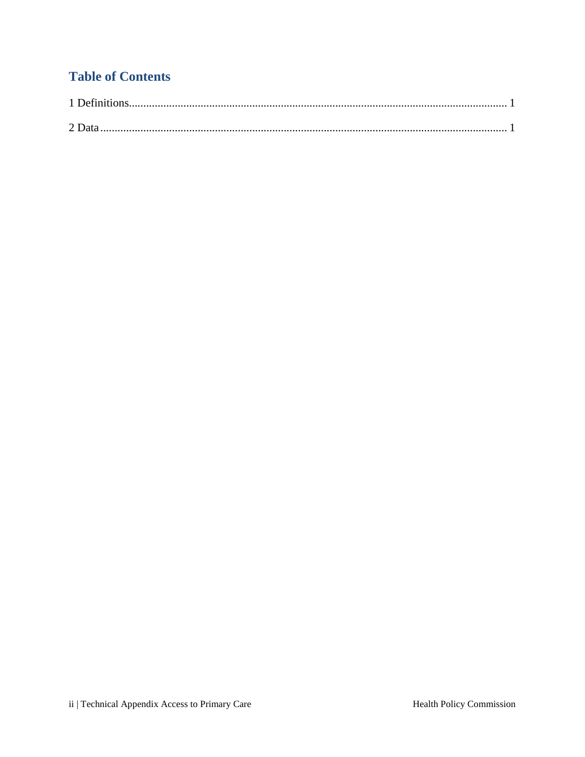# Table of Contents

1 Definitions ........................................................................................................................... 1

2 Data ..................................................................................................................................... 1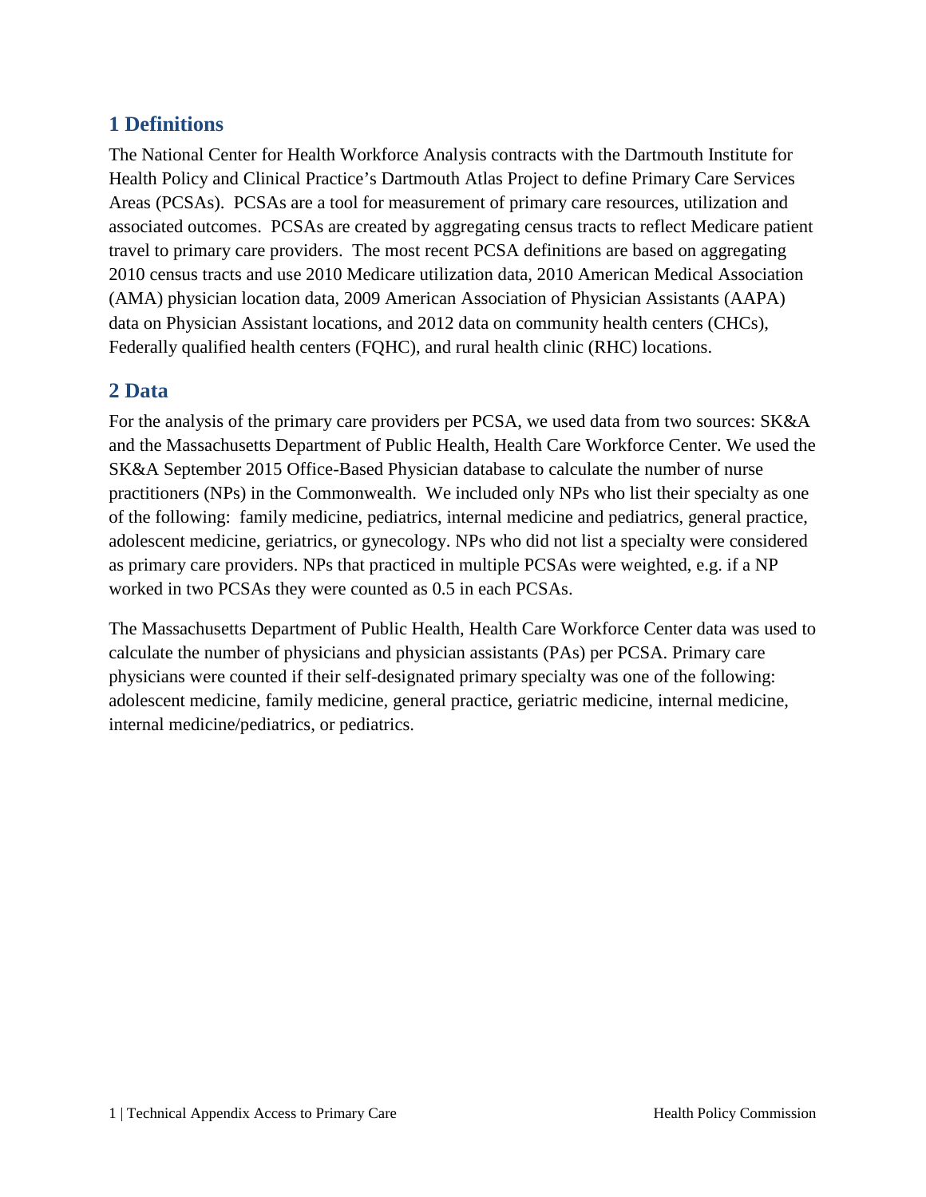## 1 Definitions

The National Center for Health Workforce Analysis contracts with the Dartmouth Institute for Health Policy and Clinical Practice's Dartmouth Atlas Project to define Primary Care Services Areas (PCSAs). PCSAs are a tool for measurement of primary care resources, utilization and associated outcomes. PCSAs are created by aggregating census tracts to reflect Medicare patient travel to primary care providers. The most recent PCSA definitions are based on aggregating 2010 census tracts and use 2010 Medicare utilization data, 2010 American Medical Association (AMA) physician location data, 2009 American Association of Physician Assistants (AAPA) data on Physician Assistant locations, and 2012 data on community health centers (CHCs), Federally qualified health centers (FQHC), and rural health clinic (RHC) locations.

## 2 Data

For the analysis of the primary care providers per PCSA, we used data from two sources: SK&A and the Massachusetts Department of Public Health, Health Care Workforce Center. We used the SK&A September 2015 Office-Based Physician database to calculate the number of nurse practitioners (NPs) in the Commonwealth. We included only NPs who list their specialty as one of the following: family medicine, pediatrics, internal medicine and pediatrics, general practice, adolescent medicine, geriatrics, or gynecology. NPs who did not list a specialty were considered as primary care providers. NPs that practiced in multiple PCSAs were weighted, e.g. if a NP worked in two PCSAs they were counted as 0.5 in each PCSAs.

The Massachusetts Department of Public Health, Health Care Workforce Center data was used to calculate the number of physicians and physician assistants (PAs) per PCSA. Primary care physicians were counted if their self-designated primary specialty was one of the following: adolescent medicine, family medicine, general practice, geriatric medicine, internal medicine, internal medicine/pediatrics, or pediatrics.